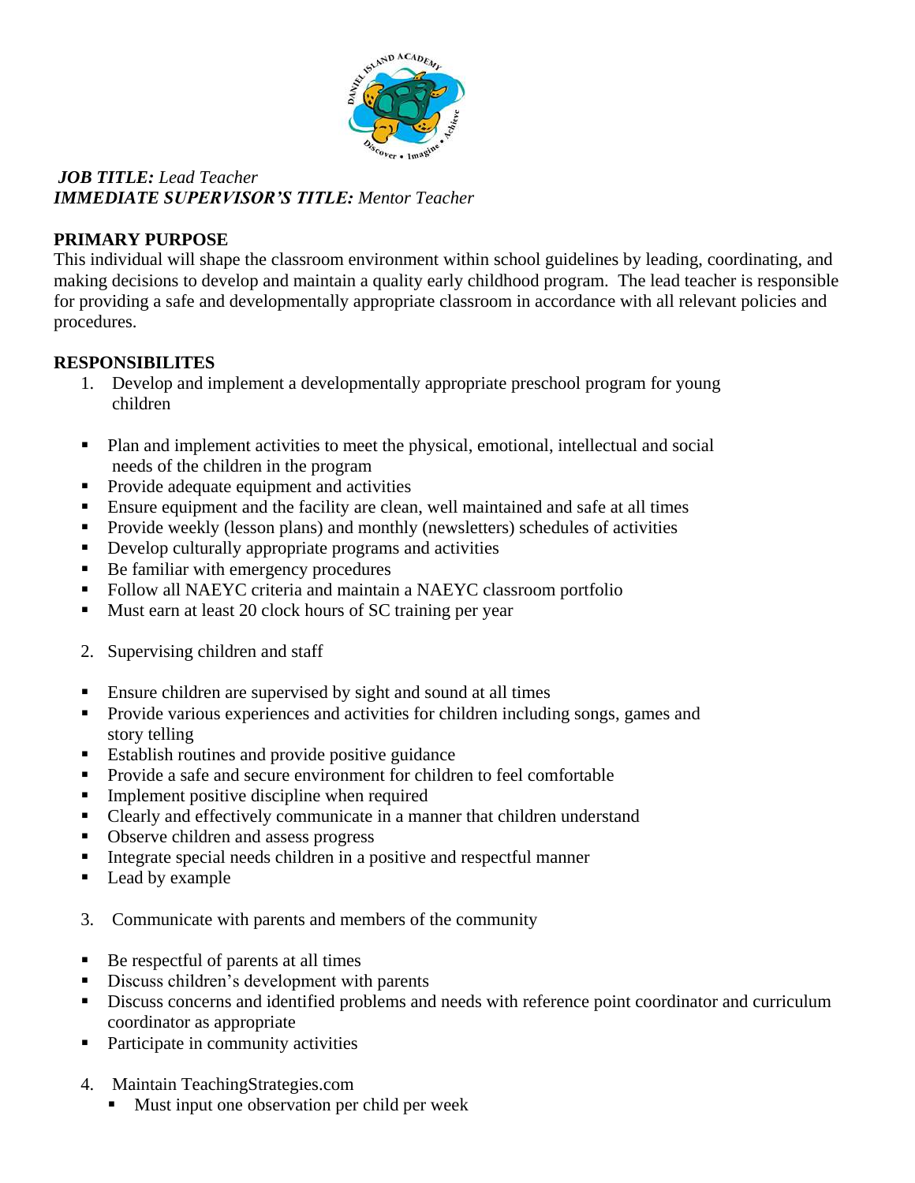***JOB TITLE:*** *Lead Teacher*
***IMMEDIATE SUPERVISOR'S TITLE:*** *Mentor Teacher*

**PRIMARY PURPOSE**

This individual will shape the classroom environment within school guidelines by leading, coordinating, and making decisions to develop and maintain a quality early childhood program. The lead teacher is responsible for providing a safe and developmentally appropriate classroom in accordance with all relevant policies and procedures.

**RESPONSIBILITES**

1. Develop and implement a developmentally appropriate preschool program for young children

- Plan and implement activities to meet the physical, emotional, intellectual and social needs of the children in the program
- Provide adequate equipment and activities
- Ensure equipment and the facility are clean, well maintained and safe at all times
- Provide weekly (lesson plans) and monthly (newsletters) schedules of activities
- Develop culturally appropriate programs and activities
- Be familiar with emergency procedures
- Follow all NAEYC criteria and maintain a NAEYC classroom portfolio
- Must earn at least 20 clock hours of SC training per year

2. Supervising children and staff

- Ensure children are supervised by sight and sound at all times
- Provide various experiences and activities for children including songs, games and story telling
- Establish routines and provide positive guidance
- Provide a safe and secure environment for children to feel comfortable
- Implement positive discipline when required
- Clearly and effectively communicate in a manner that children understand
- Observe children and assess progress
- Integrate special needs children in a positive and respectful manner
- Lead by example

3. Communicate with parents and members of the community

- Be respectful of parents at all times
- Discuss children's development with parents
- Discuss concerns and identified problems and needs with reference point coordinator and curriculum coordinator as appropriate
- Participate in community activities

4. Maintain TeachingStrategies.com
   - Must input one observation per child per week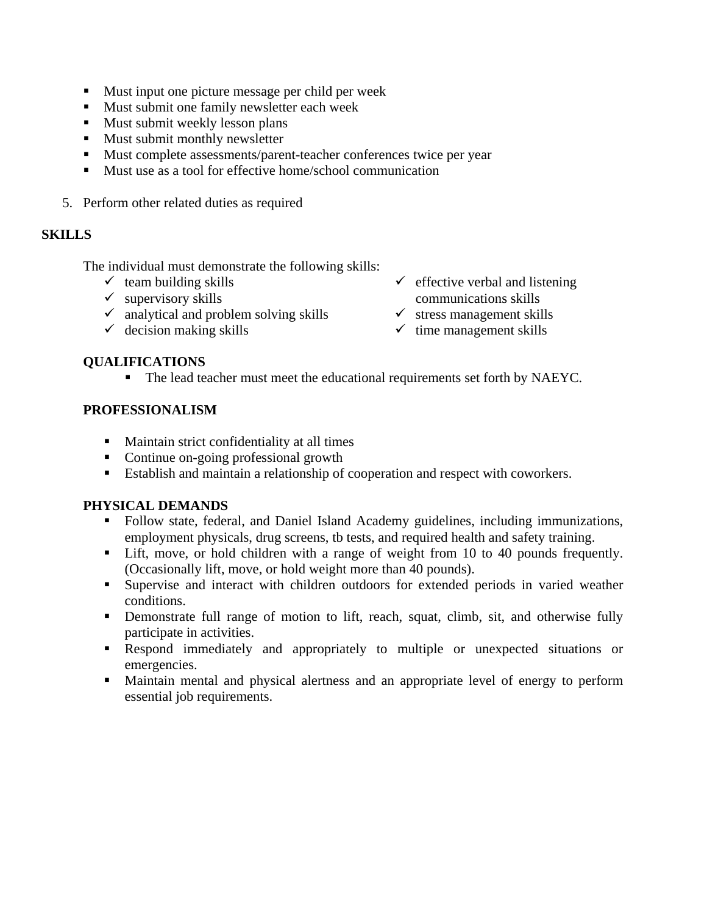- Must input one picture message per child per week
- Must submit one family newsletter each week
- Must submit weekly lesson plans
- Must submit monthly newsletter
- Must complete assessments/parent-teacher conferences twice per year
- Must use as a tool for effective home/school communication

5. Perform other related duties as required

**SKILLS**

The individual must demonstrate the following skills:

- ✓ team building skills
- ✓ supervisory skills
- ✓ analytical and problem solving skills
- ✓ decision making skills
- ✓ effective verbal and listening communications skills
- ✓ stress management skills
- ✓ time management skills

**QUALIFICATIONS**

- The lead teacher must meet the educational requirements set forth by NAEYC.

**PROFESSIONALISM**

- Maintain strict confidentiality at all times
- Continue on-going professional growth
- Establish and maintain a relationship of cooperation and respect with coworkers.

**PHYSICAL DEMANDS**

- Follow state, federal, and Daniel Island Academy guidelines, including immunizations, employment physicals, drug screens, tb tests, and required health and safety training.
- Lift, move, or hold children with a range of weight from 10 to 40 pounds frequently. (Occasionally lift, move, or hold weight more than 40 pounds).
- Supervise and interact with children outdoors for extended periods in varied weather conditions.
- Demonstrate full range of motion to lift, reach, squat, climb, sit, and otherwise fully participate in activities.
- Respond immediately and appropriately to multiple or unexpected situations or emergencies.
- Maintain mental and physical alertness and an appropriate level of energy to perform essential job requirements.